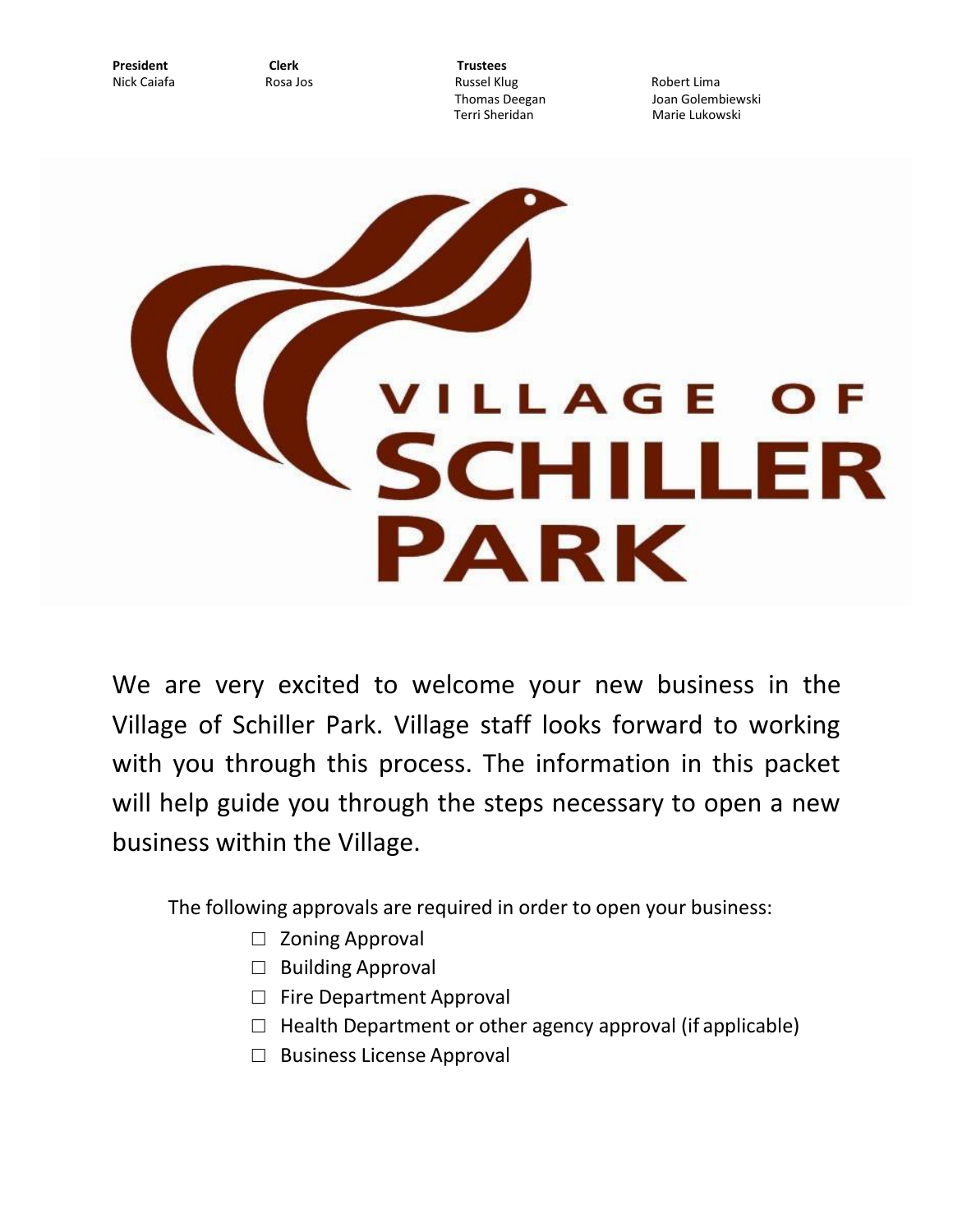| President | Clerk | Trustees | |
|---|---|---|---|
| Nick Caiafa | Rosa Jos | Russel Klug | Robert Lima |
| | | Thomas Deegan | Joan Golembiewski |
| | | Terri Sheridan | Marie Lukowski |

# VILLAGE OF SCHILLER PARK

We are very excited to welcome your new business in the Village of Schiller Park. Village staff looks forward to working with you through this process. The information in this packet will help guide you through the steps necessary to open a new business within the Village.

The following approvals are required in order to open your business:

- ☐ Zoning Approval
- ☐ Building Approval
- ☐ Fire Department Approval
- ☐ Health Department or other agency approval (if applicable)
- ☐ Business License Approval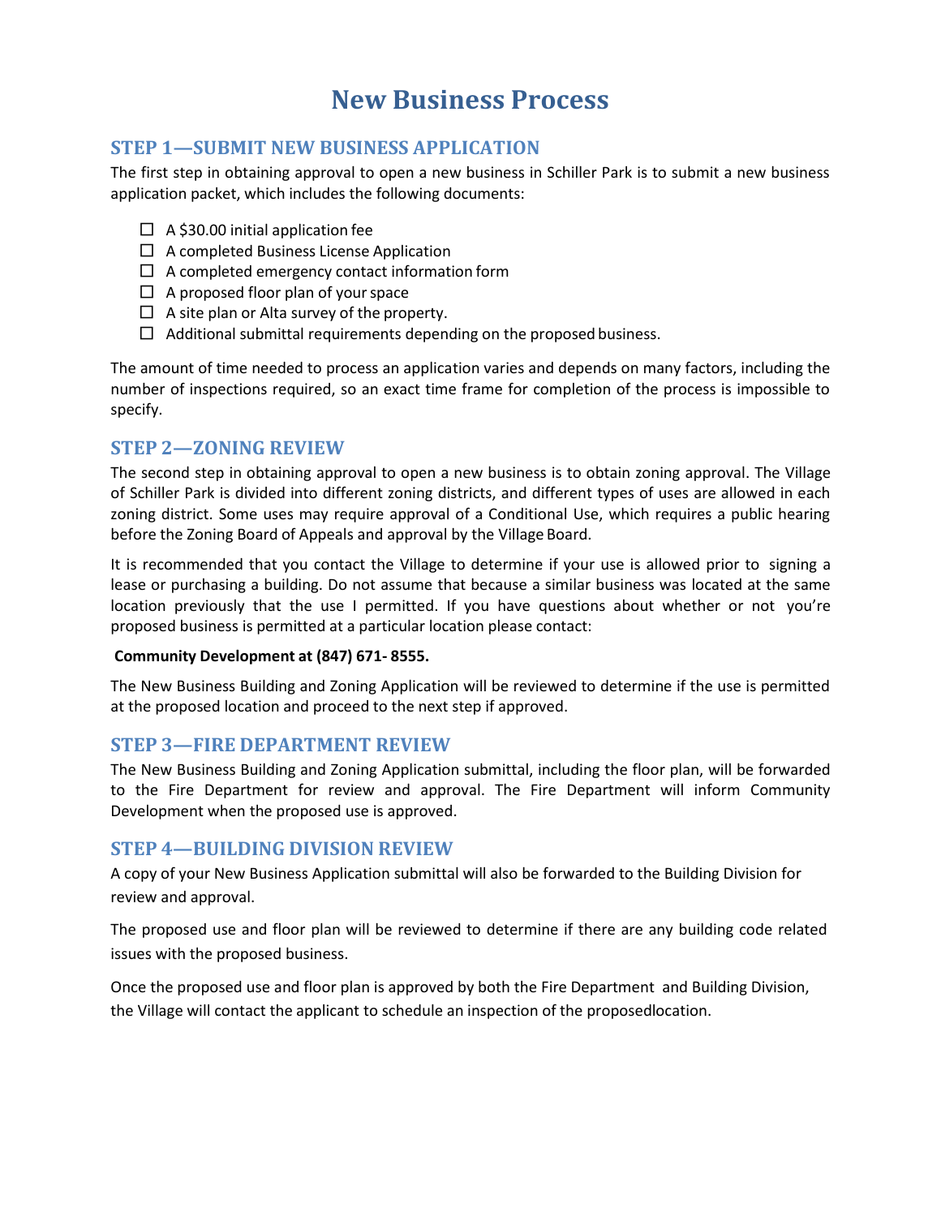# New Business Process

## STEP 1—SUBMIT NEW BUSINESS APPLICATION

The first step in obtaining approval to open a new business in Schiller Park is to submit a new business application packet, which includes the following documents:

- ☐ A $30.00 initial application fee
- ☐ A completed Business License Application
- ☐ A completed emergency contact information form
- ☐ A proposed floor plan of your space
- ☐ A site plan or Alta survey of the property.
- ☐ Additional submittal requirements depending on the proposed business.

The amount of time needed to process an application varies and depends on many factors, including the number of inspections required, so an exact time frame for completion of the process is impossible to specify.

## STEP 2—ZONING REVIEW

The second step in obtaining approval to open a new business is to obtain zoning approval. The Village of Schiller Park is divided into different zoning districts, and different types of uses are allowed in each zoning district. Some uses may require approval of a Conditional Use, which requires a public hearing before the Zoning Board of Appeals and approval by the Village Board.

It is recommended that you contact the Village to determine if your use is allowed prior to signing a lease or purchasing a building. Do not assume that because a similar business was located at the same location previously that the use I permitted. If you have questions about whether or not you're proposed business is permitted at a particular location please contact:

**Community Development at (847) 671- 8555.**

The New Business Building and Zoning Application will be reviewed to determine if the use is permitted at the proposed location and proceed to the next step if approved.

## STEP 3—FIRE DEPARTMENT REVIEW

The New Business Building and Zoning Application submittal, including the floor plan, will be forwarded to the Fire Department for review and approval. The Fire Department will inform Community Development when the proposed use is approved.

## STEP 4—BUILDING DIVISION REVIEW

A copy of your New Business Application submittal will also be forwarded to the Building Division for review and approval.

The proposed use and floor plan will be reviewed to determine if there are any building code related issues with the proposed business.

Once the proposed use and floor plan is approved by both the Fire Department and Building Division, the Village will contact the applicant to schedule an inspection of the proposedlocation.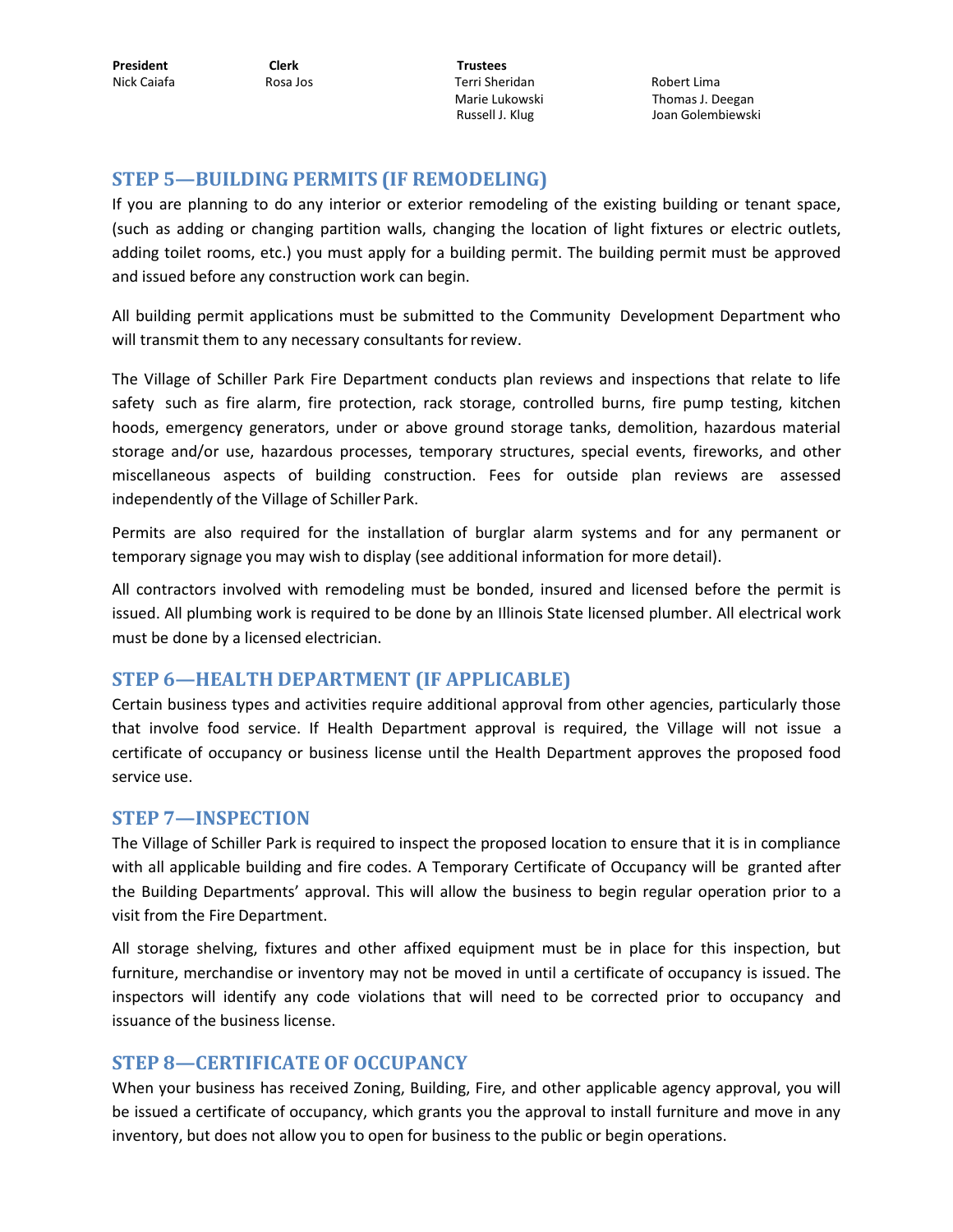## STEP 5—BUILDING PERMITS (IF REMODELING)

If you are planning to do any interior or exterior remodeling of the existing building or tenant space, (such as adding or changing partition walls, changing the location of light fixtures or electric outlets, adding toilet rooms, etc.) you must apply for a building permit. The building permit must be approved and issued before any construction work can begin.

All building permit applications must be submitted to the Community Development Department who will transmit them to any necessary consultants for review.

The Village of Schiller Park Fire Department conducts plan reviews and inspections that relate to life safety such as fire alarm, fire protection, rack storage, controlled burns, fire pump testing, kitchen hoods, emergency generators, under or above ground storage tanks, demolition, hazardous material storage and/or use, hazardous processes, temporary structures, special events, fireworks, and other miscellaneous aspects of building construction. Fees for outside plan reviews are assessed independently of the Village of Schiller Park.

Permits are also required for the installation of burglar alarm systems and for any permanent or temporary signage you may wish to display (see additional information for more detail).

All contractors involved with remodeling must be bonded, insured and licensed before the permit is issued. All plumbing work is required to be done by an Illinois State licensed plumber. All electrical work must be done by a licensed electrician.

## STEP 6—HEALTH DEPARTMENT (IF APPLICABLE)

Certain business types and activities require additional approval from other agencies, particularly those that involve food service. If Health Department approval is required, the Village will not issue a certificate of occupancy or business license until the Health Department approves the proposed food service use.

## STEP 7—INSPECTION

The Village of Schiller Park is required to inspect the proposed location to ensure that it is in compliance with all applicable building and fire codes. A Temporary Certificate of Occupancy will be granted after the Building Departments' approval. This will allow the business to begin regular operation prior to a visit from the Fire Department.

All storage shelving, fixtures and other affixed equipment must be in place for this inspection, but furniture, merchandise or inventory may not be moved in until a certificate of occupancy is issued. The inspectors will identify any code violations that will need to be corrected prior to occupancy and issuance of the business license.

## STEP 8—CERTIFICATE OF OCCUPANCY

When your business has received Zoning, Building, Fire, and other applicable agency approval, you will be issued a certificate of occupancy, which grants you the approval to install furniture and move in any inventory, but does not allow you to open for business to the public or begin operations.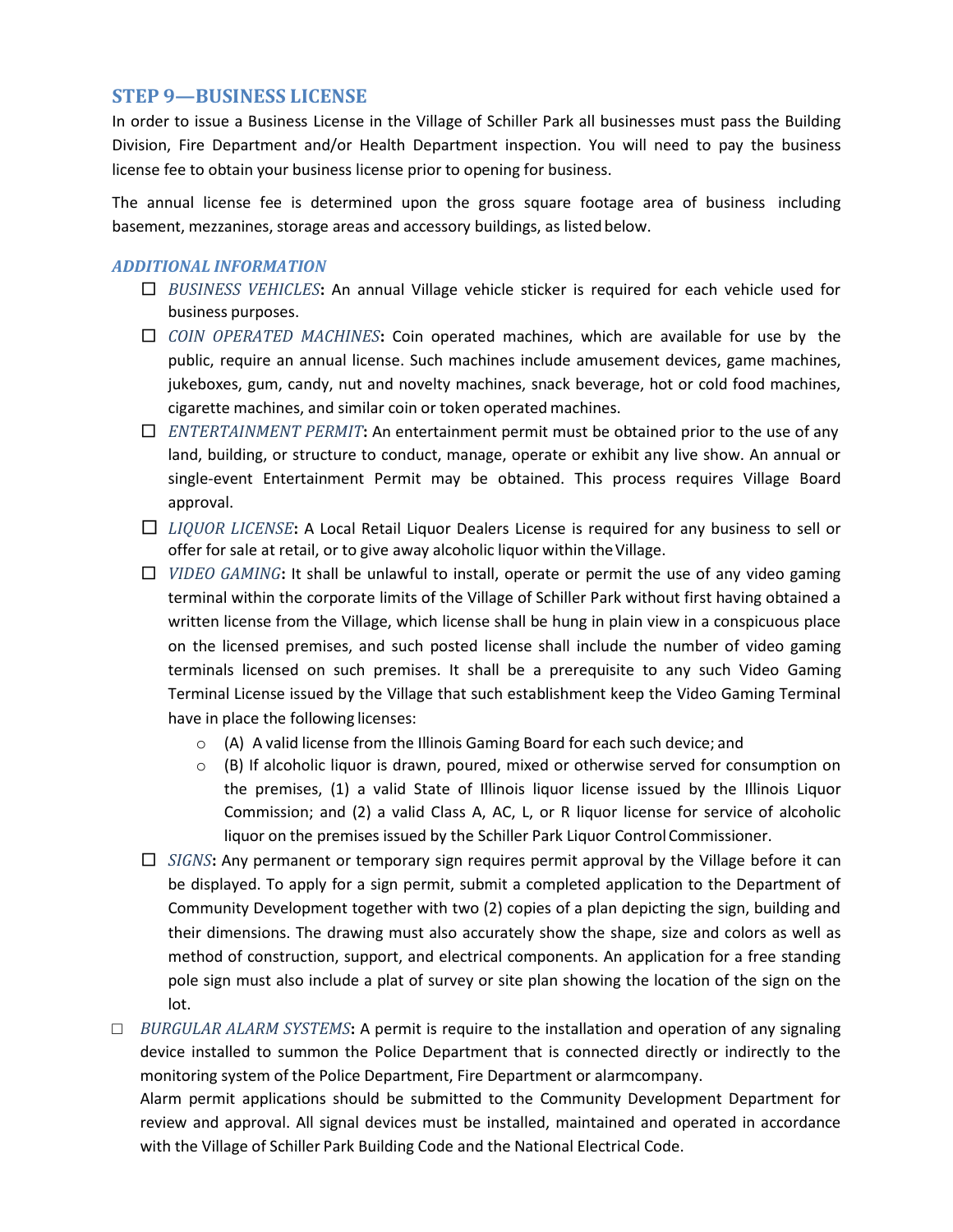## STEP 9—BUSINESS LICENSE

In order to issue a Business License in the Village of Schiller Park all businesses must pass the Building Division, Fire Department and/or Health Department inspection. You will need to pay the business license fee to obtain your business license prior to opening for business.

The annual license fee is determined upon the gross square footage area of business including basement, mezzanines, storage areas and accessory buildings, as listed below.

### *ADDITIONAL INFORMATION*

- ☐ *BUSINESS VEHICLES*: An annual Village vehicle sticker is required for each vehicle used for business purposes.
- ☐ *COIN OPERATED MACHINES*: Coin operated machines, which are available for use by the public, require an annual license. Such machines include amusement devices, game machines, jukeboxes, gum, candy, nut and novelty machines, snack beverage, hot or cold food machines, cigarette machines, and similar coin or token operated machines.
- ☐ *ENTERTAINMENT PERMIT*: An entertainment permit must be obtained prior to the use of any land, building, or structure to conduct, manage, operate or exhibit any live show. An annual or single-event Entertainment Permit may be obtained. This process requires Village Board approval.
- ☐ *LIQUOR LICENSE*: A Local Retail Liquor Dealers License is required for any business to sell or offer for sale at retail, or to give away alcoholic liquor within the Village.
- ☐ *VIDEO GAMING*: It shall be unlawful to install, operate or permit the use of any video gaming terminal within the corporate limits of the Village of Schiller Park without first having obtained a written license from the Village, which license shall be hung in plain view in a conspicuous place on the licensed premises, and such posted license shall include the number of video gaming terminals licensed on such premises. It shall be a prerequisite to any such Video Gaming Terminal License issued by the Village that such establishment keep the Video Gaming Terminal have in place the following licenses:
  - (A) A valid license from the Illinois Gaming Board for each such device; and
  - (B) If alcoholic liquor is drawn, poured, mixed or otherwise served for consumption on the premises, (1) a valid State of Illinois liquor license issued by the Illinois Liquor Commission; and (2) a valid Class A, AC, L, or R liquor license for service of alcoholic liquor on the premises issued by the Schiller Park Liquor Control Commissioner.
- ☐ *SIGNS*: Any permanent or temporary sign requires permit approval by the Village before it can be displayed. To apply for a sign permit, submit a completed application to the Department of Community Development together with two (2) copies of a plan depicting the sign, building and their dimensions. The drawing must also accurately show the shape, size and colors as well as method of construction, support, and electrical components. An application for a free standing pole sign must also include a plat of survey or site plan showing the location of the sign on the lot.

☐ *BURGULAR ALARM SYSTEMS*: A permit is require to the installation and operation of any signaling device installed to summon the Police Department that is connected directly or indirectly to the monitoring system of the Police Department, Fire Department or alarmcompany.

Alarm permit applications should be submitted to the Community Development Department for review and approval. All signal devices must be installed, maintained and operated in accordance with the Village of Schiller Park Building Code and the National Electrical Code.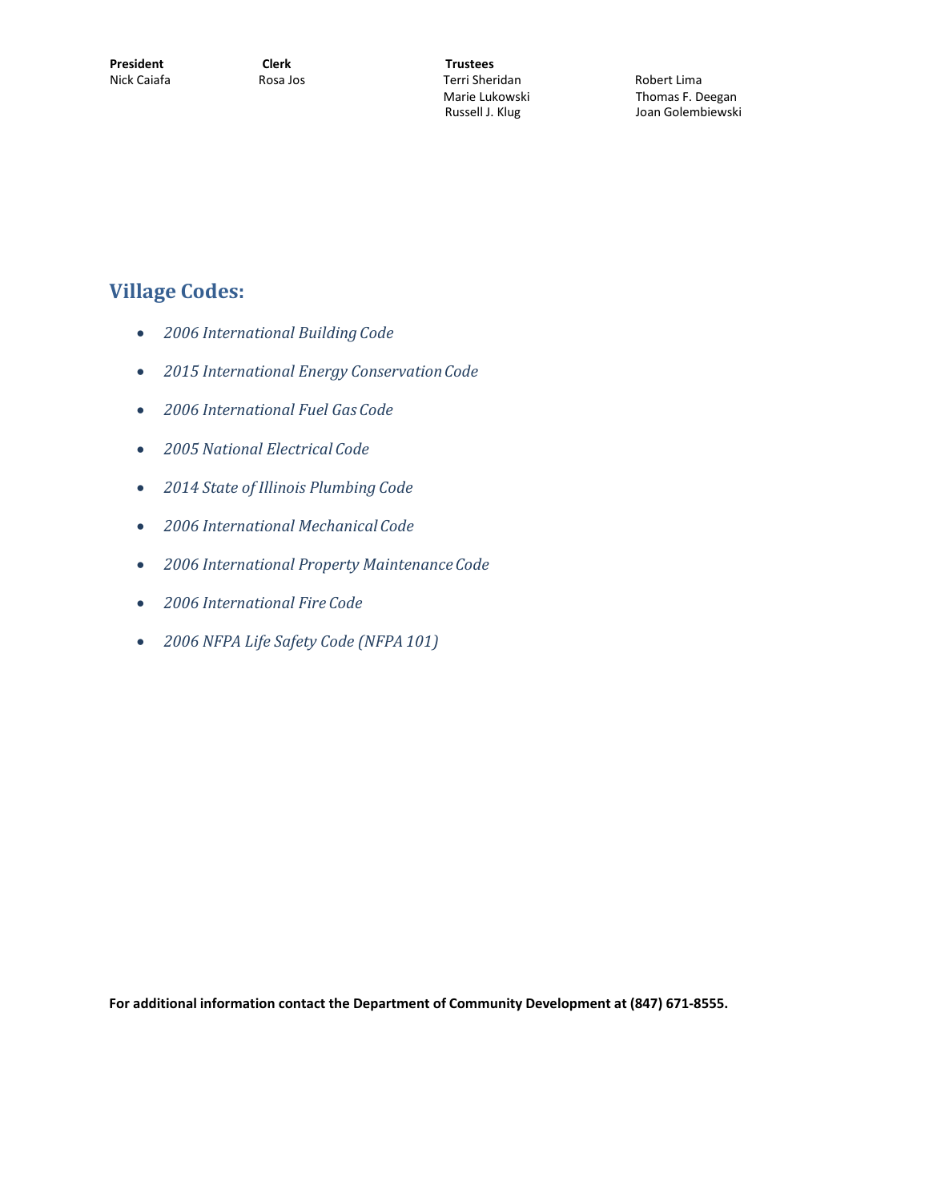| President | Clerk | Trustees | |
|---|---|---|---|
| Nick Caiafa | Rosa Jos | Terri Sheridan | Robert Lima |
| | | Marie Lukowski | Thomas F. Deegan |
| | | Russell J. Klug | Joan Golembiewski |

## Village Codes:

- *2006 International Building Code*
- *2015 International Energy Conservation Code*
- *2006 International Fuel Gas Code*
- *2005 National Electrical Code*
- *2014 State of Illinois Plumbing Code*
- *2006 International Mechanical Code*
- *2006 International Property Maintenance Code*
- *2006 International Fire Code*
- *2006 NFPA Life Safety Code (NFPA 101)*

**For additional information contact the Department of Community Development at (847) 671-8555.**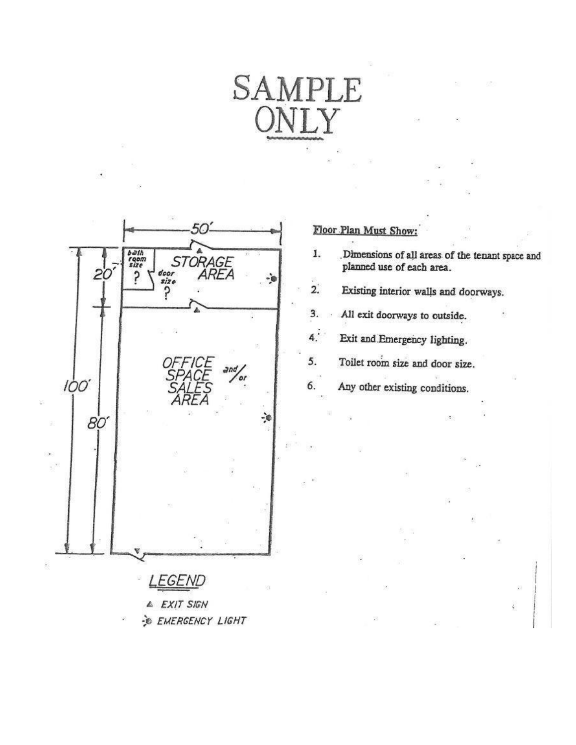# SAMPLE ONLY

50'

20'

100'

80'

bath room size ?

door size ?

STORAGE AREA

OFFICE SPACE SALES AREA and/or

LEGEND

▲ EXIT SIGN

EMERGENCY LIGHT

**Floor Plan Must Show:**

1. Dimensions of all areas of the tenant space and planned use of each area.
2. Existing interior walls and doorways.
3. All exit doorways to outside.
4. Exit and Emergency lighting.
5. Toilet room size and door size.
6. Any other existing conditions.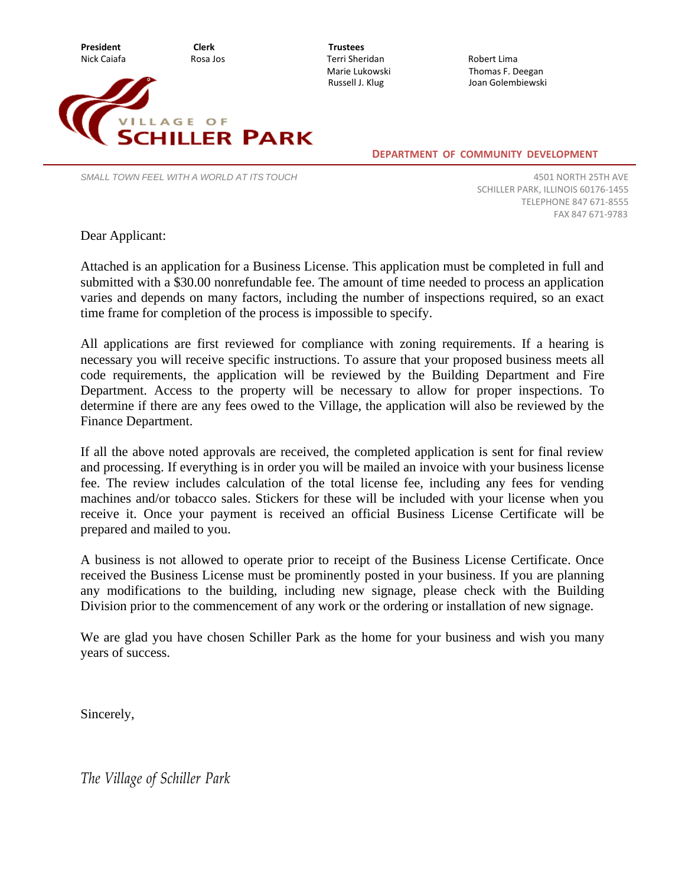| President | Clerk | Trustees | |
|---|---|---|---|
| Nick Caiafa | Rosa Jos | Terri Sheridan | Robert Lima |
| | | Marie Lukowski | Thomas F. Deegan |
| | | Russell J. Klug | Joan Golembiewski |

VILLAGE OF
**SCHILLER PARK**

**DEPARTMENT OF COMMUNITY DEVELOPMENT**

*SMALL TOWN FEEL WITH A WORLD AT ITS TOUCH*

4501 NORTH 25TH AVE
SCHILLER PARK, ILLINOIS 60176-1455
TELEPHONE 847 671-8555
FAX 847 671-9783

Dear Applicant:

Attached is an application for a Business License. This application must be completed in full and submitted with a $30.00 nonrefundable fee. The amount of time needed to process an application varies and depends on many factors, including the number of inspections required, so an exact time frame for completion of the process is impossible to specify.

All applications are first reviewed for compliance with zoning requirements. If a hearing is necessary you will receive specific instructions. To assure that your proposed business meets all code requirements, the application will be reviewed by the Building Department and Fire Department. Access to the property will be necessary to allow for proper inspections. To determine if there are any fees owed to the Village, the application will also be reviewed by the Finance Department.

If all the above noted approvals are received, the completed application is sent for final review and processing. If everything is in order you will be mailed an invoice with your business license fee. The review includes calculation of the total license fee, including any fees for vending machines and/or tobacco sales. Stickers for these will be included with your license when you receive it. Once your payment is received an official Business License Certificate will be prepared and mailed to you.

A business is not allowed to operate prior to receipt of the Business License Certificate. Once received the Business License must be prominently posted in your business. If you are planning any modifications to the building, including new signage, please check with the Building Division prior to the commencement of any work or the ordering or installation of new signage.

We are glad you have chosen Schiller Park as the home for your business and wish you many years of success.

Sincerely,

*The Village of Schiller Park*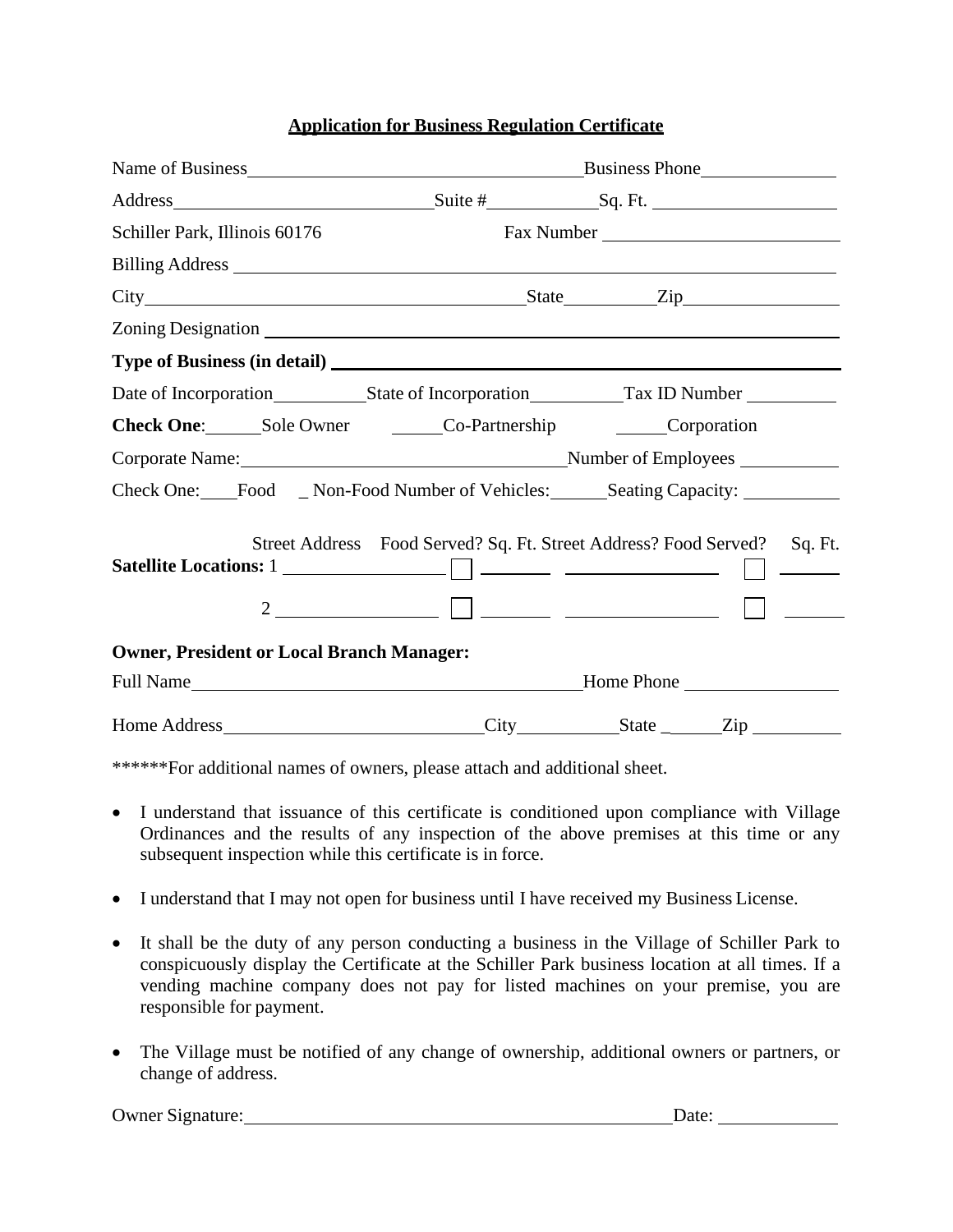# Application for Business Regulation Certificate

Name of Business_________________________________________ Business Phone_______________

Address_____________________________ Suite #____________ Sq. Ft. ____________________

Schiller Park, Illinois 60176 Fax Number ________________________

Billing Address ____________________________________________________________________

City_________________________________________ State__________ Zip_________________

Zoning Designation _________________________________________________________________

**Type of Business (in detail)** ______________________________________________________

Date of Incorporation__________ State of Incorporation__________ Tax ID Number __________

**Check One**:______Sole Owner ______Co-Partnership ______Corporation

Corporate Name:____________________________________ Number of Employees ___________

Check One:____Food _ Non-Food Number of Vehicles:______ Seating Capacity: __________

| | Street Address | Food Served? | Sq. Ft. | Street Address? | Food Served? | Sq. Ft. |
|---|---|---|---|---|---|---|
| **Satellite Locations:** 1 | ________________ | ☐ | _______ | ________________ | ☐ | ______ |
| 2 | ________________ | ☐ | _______ | ________________ | ☐ | ______ |

**Owner, President or Local Branch Manager:**

Full Name__________________________________________ Home Phone _________________

Home Address____________________________ City___________ State _______ Zip __________

******For additional names of owners, please attach and additional sheet.

- I understand that issuance of this certificate is conditioned upon compliance with Village Ordinances and the results of any inspection of the above premises at this time or any subsequent inspection while this certificate is in force.
- I understand that I may not open for business until I have received my Business License.
- It shall be the duty of any person conducting a business in the Village of Schiller Park to conspicuously display the Certificate at the Schiller Park business location at all times. If a vending machine company does not pay for listed machines on your premise, you are responsible for payment.
- The Village must be notified of any change of ownership, additional owners or partners, or change of address.

Owner Signature:_______________________________________________ Date: _____________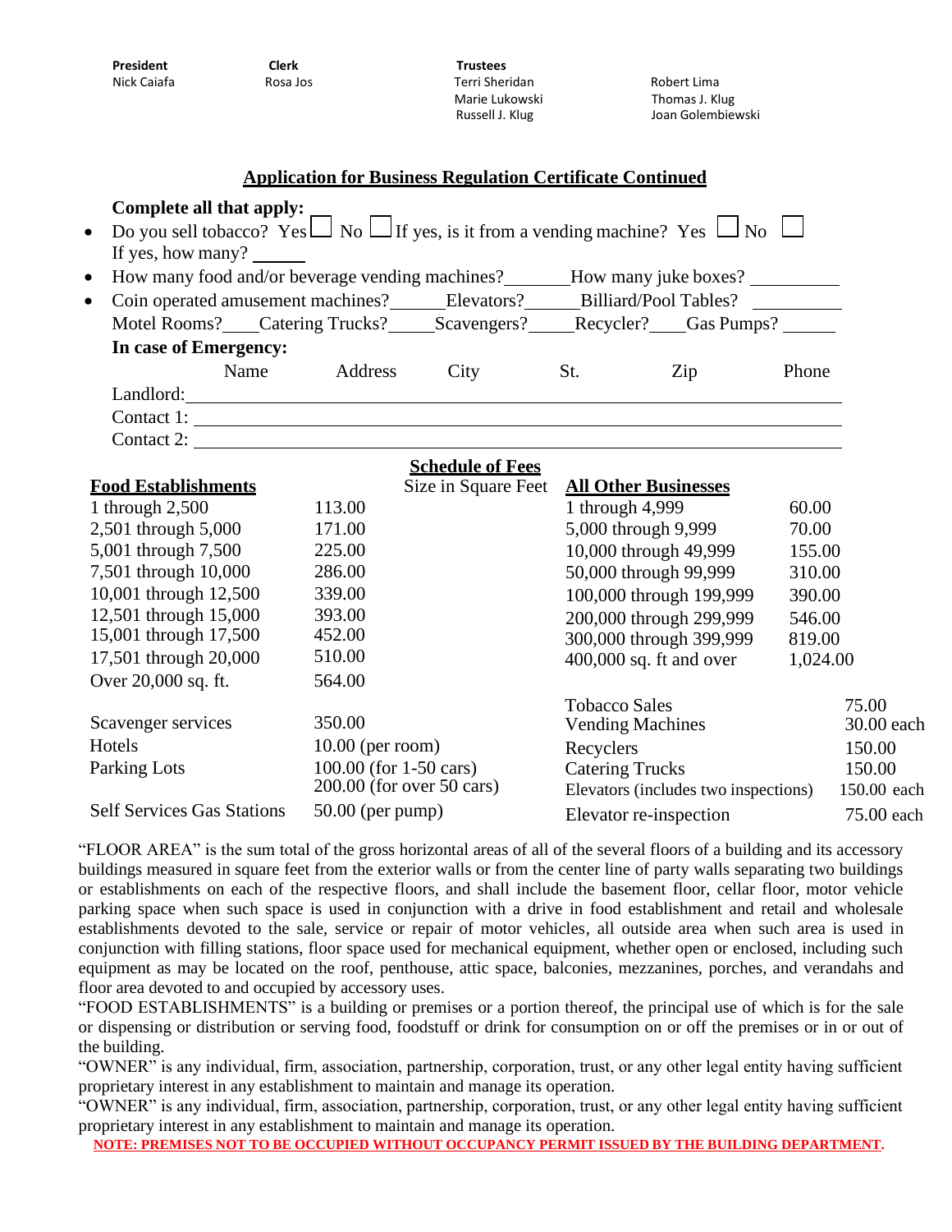| President | Clerk | Trustees | |
|---|---|---|---|
| Nick Caiafa | Rosa Jos | Terri Sheridan | Robert Lima |
| | | Marie Lukowski | Thomas J. Klug |
| | | Russell J. Klug | Joan Golembiewski |

## Application for Business Regulation Certificate Continued

**Complete all that apply:**

- Do you sell tobacco? Yes ☐ No ☐ If yes, is it from a vending machine? Yes ☐ No ☐
  If yes, how many? ______
- How many food and/or beverage vending machines?_______How many juke boxes? __________
- Coin operated amusement machines?______Elevators?______Billiard/Pool Tables? __________
  Motel Rooms?____Catering Trucks?_____Scavengers?_____Recycler?____Gas Pumps? ______

**In case of Emergency:**

| | Name | Address | City | St. | Zip | Phone |
|---|---|---|---|---|---|---|
| Landlord: | | | | | | |
| Contact 1: | | | | | | |
| Contact 2: | | | | | | |

### Schedule of Fees

| **Food Establishments** | Size in Square Feet | **All Other Businesses** | |
|---|---|---|---|
| 1 through 2,500 | 113.00 | 1 through 4,999 | 60.00 |
| 2,501 through 5,000 | 171.00 | 5,000 through 9,999 | 70.00 |
| 5,001 through 7,500 | 225.00 | 10,000 through 49,999 | 155.00 |
| 7,501 through 10,000 | 286.00 | 50,000 through 99,999 | 310.00 |
| 10,001 through 12,500 | 339.00 | 100,000 through 199,999 | 390.00 |
| 12,501 through 15,000 | 393.00 | 200,000 through 299,999 | 546.00 |
| 15,001 through 17,500 | 452.00 | 300,000 through 399,999 | 819.00 |
| 17,501 through 20,000 | 510.00 | 400,000 sq. ft and over | 1,024.00 |
| Over 20,000 sq. ft. | 564.00 | | |

| | | | |
|---|---|---|---|
| | | Tobacco Sales | 75.00 |
| Scavenger services | 350.00 | Vending Machines | 30.00 each |
| Hotels | 10.00 (per room) | Recyclers | 150.00 |
| Parking Lots | 100.00 (for 1-50 cars) | Catering Trucks | 150.00 |
| | 200.00 (for over 50 cars) | Elevators (includes two inspections) | 150.00 each |
| Self Services Gas Stations | 50.00 (per pump) | Elevator re-inspection | 75.00 each |

"FLOOR AREA" is the sum total of the gross horizontal areas of all of the several floors of a building and its accessory buildings measured in square feet from the exterior walls or from the center line of party walls separating two buildings or establishments on each of the respective floors, and shall include the basement floor, cellar floor, motor vehicle parking space when such space is used in conjunction with a drive in food establishment and retail and wholesale establishments devoted to the sale, service or repair of motor vehicles, all outside area when such area is used in conjunction with filling stations, floor space used for mechanical equipment, whether open or enclosed, including such equipment as may be located on the roof, penthouse, attic space, balconies, mezzanines, porches, and verandahs and floor area devoted to and occupied by accessory uses.

"FOOD ESTABLISHMENTS" is a building or premises or a portion thereof, the principal use of which is for the sale or dispensing or distribution or serving food, foodstuff or drink for consumption on or off the premises or in or out of the building.

"OWNER" is any individual, firm, association, partnership, corporation, trust, or any other legal entity having sufficient proprietary interest in any establishment to maintain and manage its operation.

"OWNER" is any individual, firm, association, partnership, corporation, trust, or any other legal entity having sufficient proprietary interest in any establishment to maintain and manage its operation.

**NOTE: PREMISES NOT TO BE OCCUPIED WITHOUT OCCUPANCY PERMIT ISSUED BY THE BUILDING DEPARTMENT.**